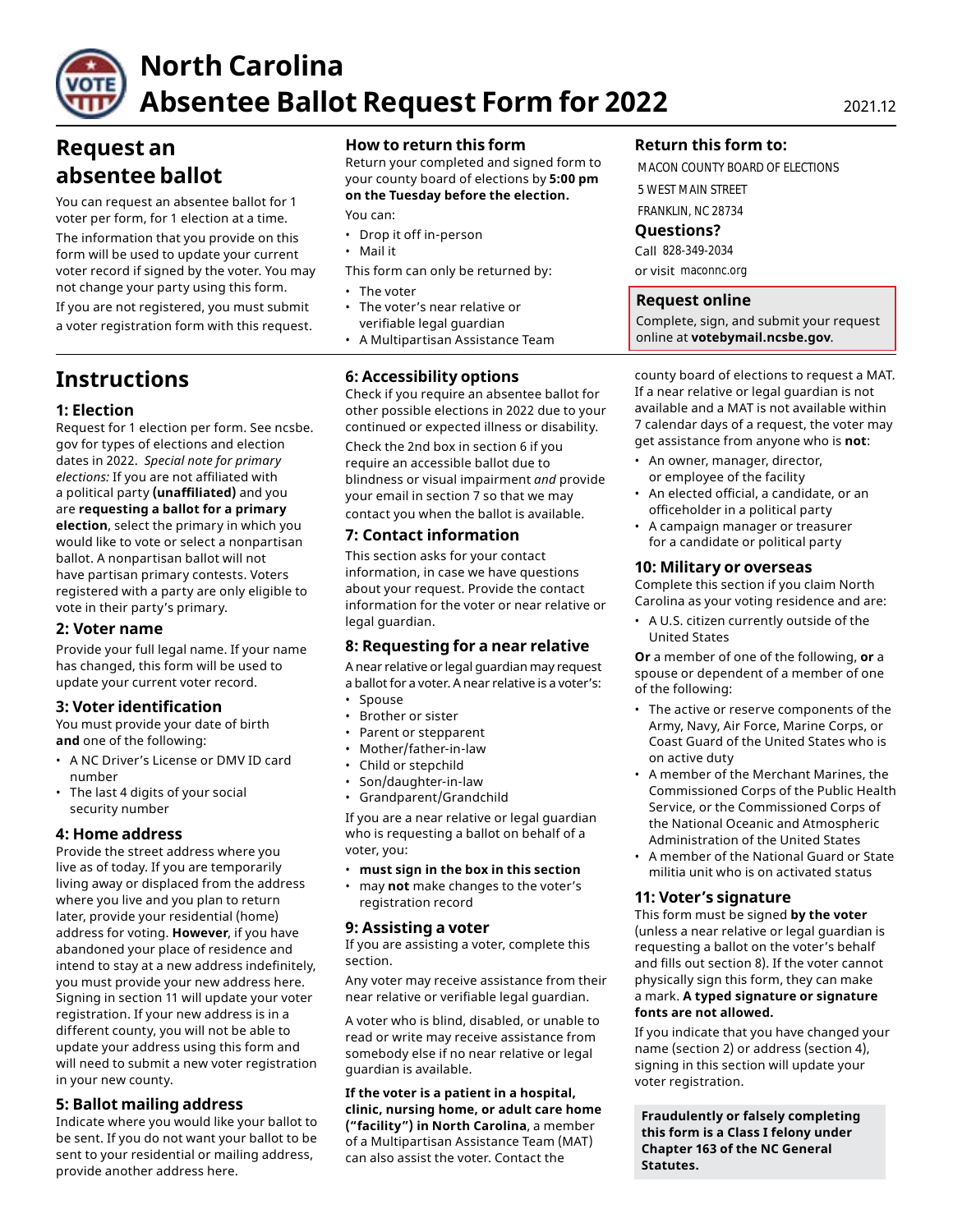# North Carolina Absentee Ballot Request Form for 2022

2021.12

## Request an absentee ballot

You can request an absentee ballot for 1 voter per form, for 1 election at a time.

The information that you provide on this form will be used to update your current voter record if signed by the voter. You may not change your party using this form.

If you are not registered, you must submit a voter registration form with this request.

### How to return this form

Return your completed and signed form to your county board of elections by **5:00 pm on the Tuesday before the election.**

You can:

- Drop it off in-person
- Mail it

This form can only be returned by:

- The voter
- The voter's near relative or verifiable legal guardian
- A Multipartisan Assistance Team

### Return this form to:

MACON COUNTY BOARD OF ELECTIONS
5 WEST MAIN STREET
FRANKLIN, NC 28734

### Questions?

Call 828-349-2034
or visit maconnc.org

### Request online

Complete, sign, and submit your request online at **votebymail.ncsbe.gov**.

## Instructions

### 1: Election

Request for 1 election per form. See ncsbe.gov for types of elections and election dates in 2022. *Special note for primary elections:* If you are not affiliated with a political party **(unaffiliated)** and you are **requesting a ballot for a primary election**, select the primary in which you would like to vote or select a nonpartisan ballot. A nonpartisan ballot will not have partisan primary contests. Voters registered with a party are only eligible to vote in their party's primary.

### 2: Voter name

Provide your full legal name. If your name has changed, this form will be used to update your current voter record.

### 3: Voter identification

You must provide your date of birth **and** one of the following:

- A NC Driver's License or DMV ID card number
- The last 4 digits of your social security number

### 4: Home address

Provide the street address where you live as of today. If you are temporarily living away or displaced from the address where you live and you plan to return later, provide your residential (home) address for voting. **However**, if you have abandoned your place of residence and intend to stay at a new address indefinitely, you must provide your new address here. Signing in section 11 will update your voter registration. If your new address is in a different county, you will not be able to update your address using this form and will need to submit a new voter registration in your new county.

### 5: Ballot mailing address

Indicate where you would like your ballot to be sent. If you do not want your ballot to be sent to your residential or mailing address, provide another address here.

### 6: Accessibility options

Check if you require an absentee ballot for other possible elections in 2022 due to your continued or expected illness or disability.

Check the 2nd box in section 6 if you require an accessible ballot due to blindness or visual impairment *and* provide your email in section 7 so that we may contact you when the ballot is available.

### 7: Contact information

This section asks for your contact information, in case we have questions about your request. Provide the contact information for the voter or near relative or legal guardian.

### 8: Requesting for a near relative

A near relative or legal guardian may request a ballot for a voter. A near relative is a voter's:

- Spouse
- Brother or sister
- Parent or stepparent
- Mother/father-in-law
- Child or stepchild
- Son/daughter-in-law
- Grandparent/Grandchild

If you are a near relative or legal guardian who is requesting a ballot on behalf of a voter, you:

- **must sign in the box in this section**
- may **not** make changes to the voter's registration record

### 9: Assisting a voter

If you are assisting a voter, complete this section.

Any voter may receive assistance from their near relative or verifiable legal guardian.

A voter who is blind, disabled, or unable to read or write may receive assistance from somebody else if no near relative or legal guardian is available.

**If the voter is a patient in a hospital, clinic, nursing home, or adult care home ("facility") in North Carolina**, a member of a Multipartisan Assistance Team (MAT) can also assist the voter. Contact the county board of elections to request a MAT. If a near relative or legal guardian is not available and a MAT is not available within 7 calendar days of a request, the voter may get assistance from anyone who is **not**:

- An owner, manager, director, or employee of the facility
- An elected official, a candidate, or an officeholder in a political party
- A campaign manager or treasurer for a candidate or political party

### 10: Military or overseas

Complete this section if you claim North Carolina as your voting residence and are:

- A U.S. citizen currently outside of the United States

**Or** a member of one of the following, **or** a spouse or dependent of a member of one of the following:

- The active or reserve components of the Army, Navy, Air Force, Marine Corps, or Coast Guard of the United States who is on active duty
- A member of the Merchant Marines, the Commissioned Corps of the Public Health Service, or the Commissioned Corps of the National Oceanic and Atmospheric Administration of the United States
- A member of the National Guard or State militia unit who is on activated status

### 11: Voter's signature

This form must be signed **by the voter** (unless a near relative or legal guardian is requesting a ballot on the voter's behalf and fills out section 8). If the voter cannot physically sign this form, they can make a mark. **A typed signature or signature fonts are not allowed.**

If you indicate that you have changed your name (section 2) or address (section 4), signing in this section will update your voter registration.

**Fraudulently or falsely completing this form is a Class I felony under Chapter 163 of the NC General Statutes.**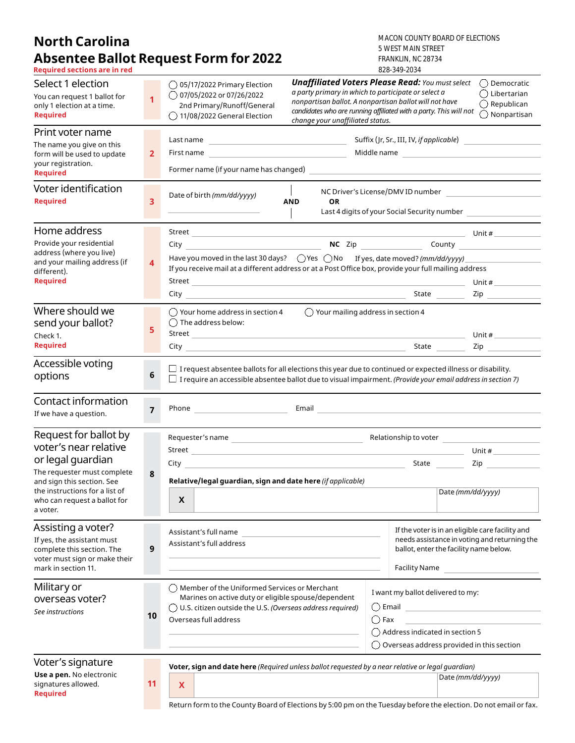# North Carolina Absentee Ballot Request Form for 2022

**Required sections are in red**

MACON COUNTY BOARD OF ELECTIONS
5 WEST MAIN STREET
FRANKLIN, NC 28734
828-349-2034

## Select 1 election

You can request 1 ballot for only 1 election at a time.
**Required**

**1**

- ◯ 05/17/2022 Primary Election
- ◯ 07/05/2022 or 07/26/2022 2nd Primary/Runoff/General
- ◯ 11/08/2022 General Election

***Unaffiliated Voters Please Read:*** *You must select a party primary in which to participate or select a nonpartisan ballot. A nonpartisan ballot will not have candidates who are running affiliated with a party. This will not change your unaffiliated status.*

- ◯ Democratic
- ◯ Libertarian
- ◯ Republican
- ◯ Nonpartisan

## Print voter name

The name you give on this form will be used to update your registration.
**Required**

**2**

Last name ____________________ Suffix (Jr, Sr., III, IV, *if applicable*) ____________

First name ____________________ Middle name ____________________

Former name (if your name has changed) ____________________

## Voter identification

**Required**

**3**

Date of birth *(mm/dd/yyyy)* ____________

**AND**

NC Driver's License/DMV ID number ____________

**OR**

Last 4 digits of your Social Security number ____________

## Home address

Provide your residential address (where you live) and your mailing address (if different).
**Required**

**4**

Street ____________________ Unit # ________

City ____________________ **NC** Zip ________ County ____________

Have you moved in the last 30 days? ◯Yes ◯No If yes, date moved? *(mm/dd/yyyy)* ____________

If you receive mail at a different address or at a Post Office box, provide your full mailing address

Street ____________________ Unit # ________

City ____________________ State ________ Zip ________

## Where should we send your ballot?

Check 1.
**Required**

**5**

- ◯ Your home address in section 4
- ◯ Your mailing address in section 4
- ◯ The address below:

Street ____________________ Unit # ________

City ____________________ State ________ Zip ________

## Accessible voting options

**6**

- ☐ I request absentee ballots for all elections this year due to continued or expected illness or disability.
- ☐ I require an accessible absentee ballot due to visual impairment. *(Provide your email address in section 7)*

## Contact information

If we have a question.

**7**

Phone ____________________ Email ____________________

## Request for ballot by voter's near relative or legal guardian

The requester must complete and sign this section. See the instructions for a list of who can request a ballot for a voter.

**8**

Requester's name ____________________ Relationship to voter ____________

Street ____________________ Unit # ________

City ____________________ State ________ Zip ________

**Relative/legal guardian, sign and date here** *(if applicable)*

**X** ____________________ Date *(mm/dd/yyyy)* ____________

## Assisting a voter?

If yes, the assistant must complete this section. The voter must sign or make their mark in section 11.

**9**

Assistant's full name ____________________

Assistant's full address ____________________

If the voter is in an eligible care facility and needs assistance in voting and returning the ballot, enter the facility name below.

Facility Name ____________________

## Military or overseas voter?

*See instructions*

**10**

- ◯ Member of the Uniformed Services or Merchant Marines on active duty or eligible spouse/dependent
- ◯ U.S. citizen outside the U.S. *(Overseas address required)*

Overseas full address ____________________

I want my ballot delivered to my:

- ◯ Email ____________________
- ◯ Fax ____________________
- ◯ Address indicated in section 5
- ◯ Overseas address provided in this section

## Voter's signature

**Use a pen.** No electronic signatures allowed.
**Required**

**11**

**Voter, sign and date here** *(Required unless ballot requested by a near relative or legal guardian)*

**X** ____________________ Date *(mm/dd/yyyy)* ____________

Return form to the County Board of Elections by 5:00 pm on the Tuesday before the election. Do not email or fax.